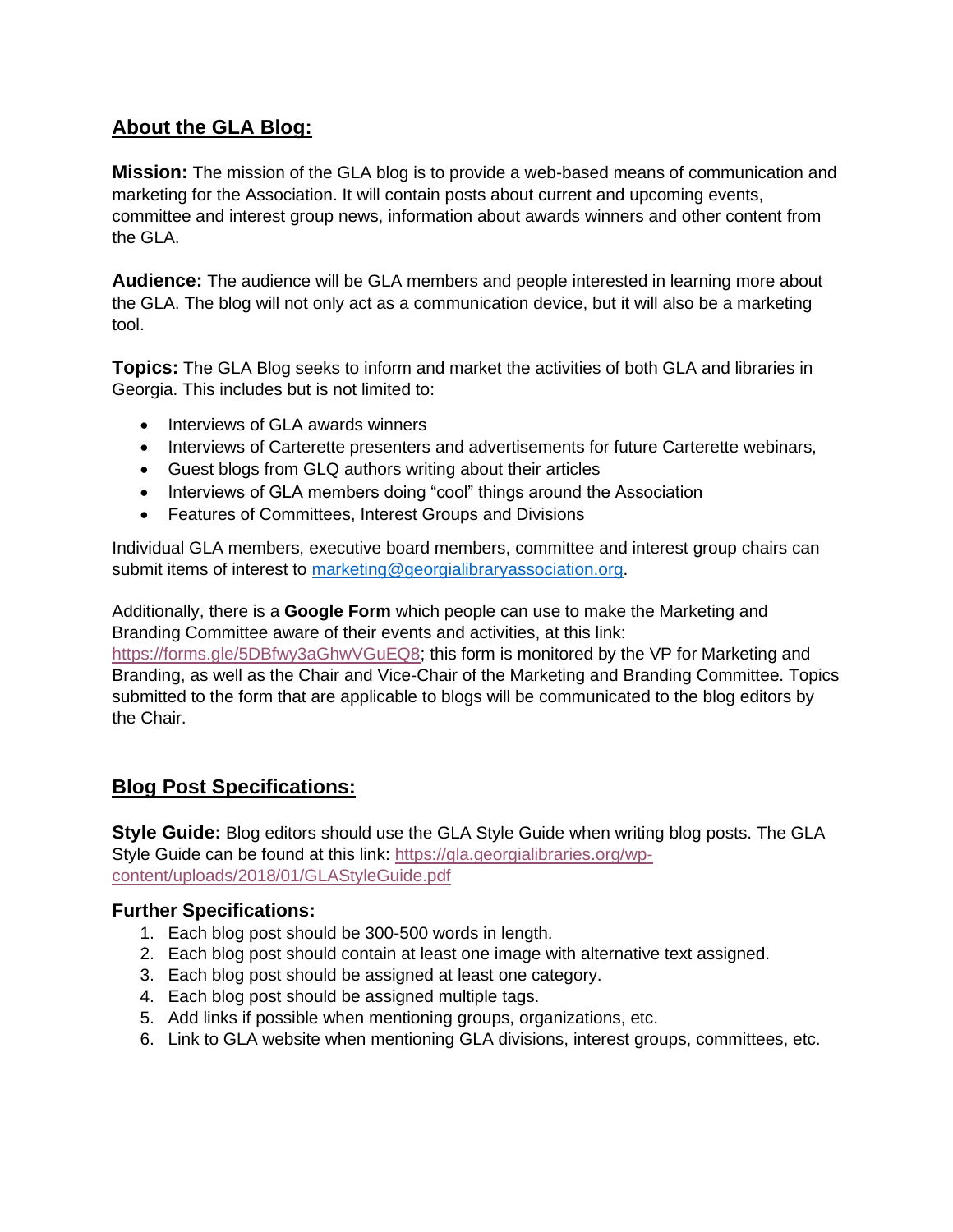## About the GLA Blog:

**Mission:** The mission of the GLA blog is to provide a web-based means of communication and marketing for the Association. It will contain posts about current and upcoming events, committee and interest group news, information about awards winners and other content from the GLA.

**Audience:** The audience will be GLA members and people interested in learning more about the GLA. The blog will not only act as a communication device, but it will also be a marketing tool.

**Topics:** The GLA Blog seeks to inform and market the activities of both GLA and libraries in Georgia. This includes but is not limited to:

- Interviews of GLA awards winners
- Interviews of Carterette presenters and advertisements for future Carterette webinars,
- Guest blogs from GLQ authors writing about their articles
- Interviews of GLA members doing "cool" things around the Association
- Features of Committees, Interest Groups and Divisions

Individual GLA members, executive board members, committee and interest group chairs can submit items of interest to [marketing@georgialibraryassociation.org](mailto:marketing@georgialibraryassociation.org).

Additionally, there is a **Google Form** which people can use to make the Marketing and Branding Committee aware of their events and activities, at this link: [https://forms.gle/5DBfwy3aGhwVGuEQ8](https://forms.gle/5DBfwy3aGhwVGuEQ8); this form is monitored by the VP for Marketing and Branding, as well as the Chair and Vice-Chair of the Marketing and Branding Committee. Topics submitted to the form that are applicable to blogs will be communicated to the blog editors by the Chair.

## Blog Post Specifications:

**Style Guide:** Blog editors should use the GLA Style Guide when writing blog posts. The GLA Style Guide can be found at this link: [https://gla.georgialibraries.org/wp-content/uploads/2018/01/GLAStyleGuide.pdf](https://gla.georgialibraries.org/wp-content/uploads/2018/01/GLAStyleGuide.pdf)

### Further Specifications:

1. Each blog post should be 300-500 words in length.
2. Each blog post should contain at least one image with alternative text assigned.
3. Each blog post should be assigned at least one category.
4. Each blog post should be assigned multiple tags.
5. Add links if possible when mentioning groups, organizations, etc.
6. Link to GLA website when mentioning GLA divisions, interest groups, committees, etc.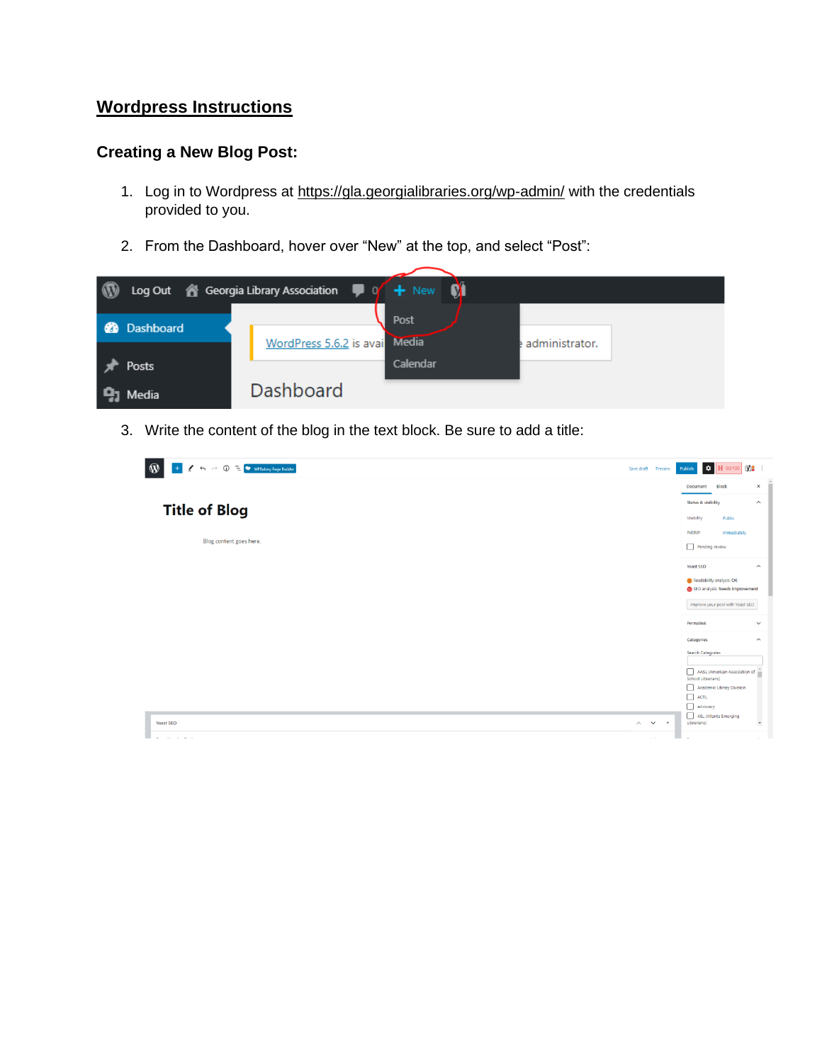# Wordpress Instructions

## Creating a New Blog Post:

1. Log in to Wordpress at https://gla.georgialibraries.org/wp-admin/ with the credentials provided to you.

2. From the Dashboard, hover over "New" at the top, and select "Post":

3. Write the content of the blog in the text block. Be sure to add a title: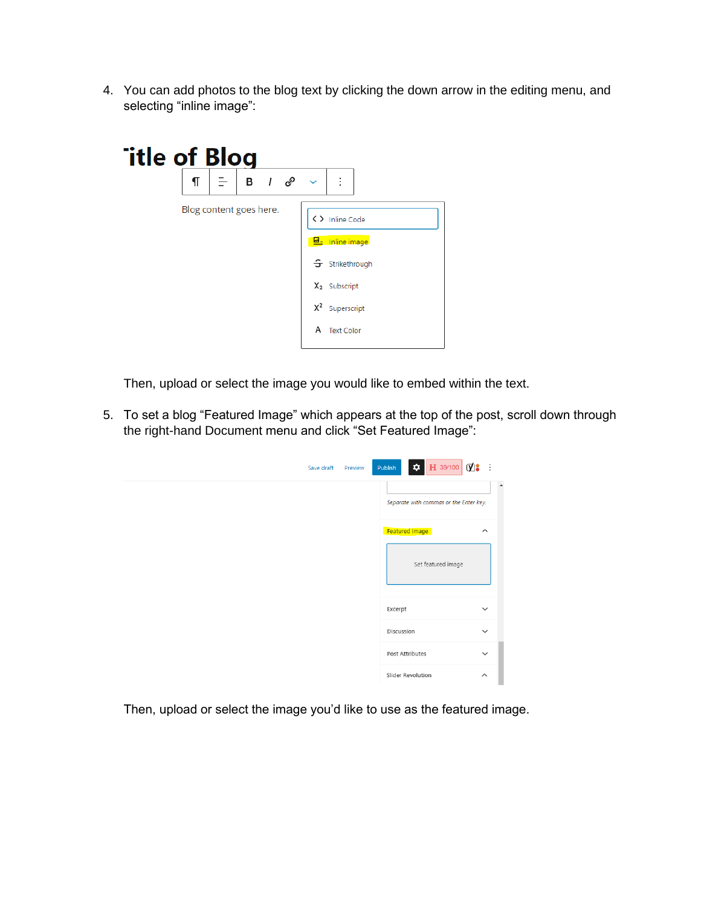4. You can add photos to the blog text by clicking the down arrow in the editing menu, and selecting “inline image”:

   Then, upload or select the image you would like to embed within the text.

5. To set a blog “Featured Image” which appears at the top of the post, scroll down through the right-hand Document menu and click “Set Featured Image”:

   Then, upload or select the image you’d like to use as the featured image.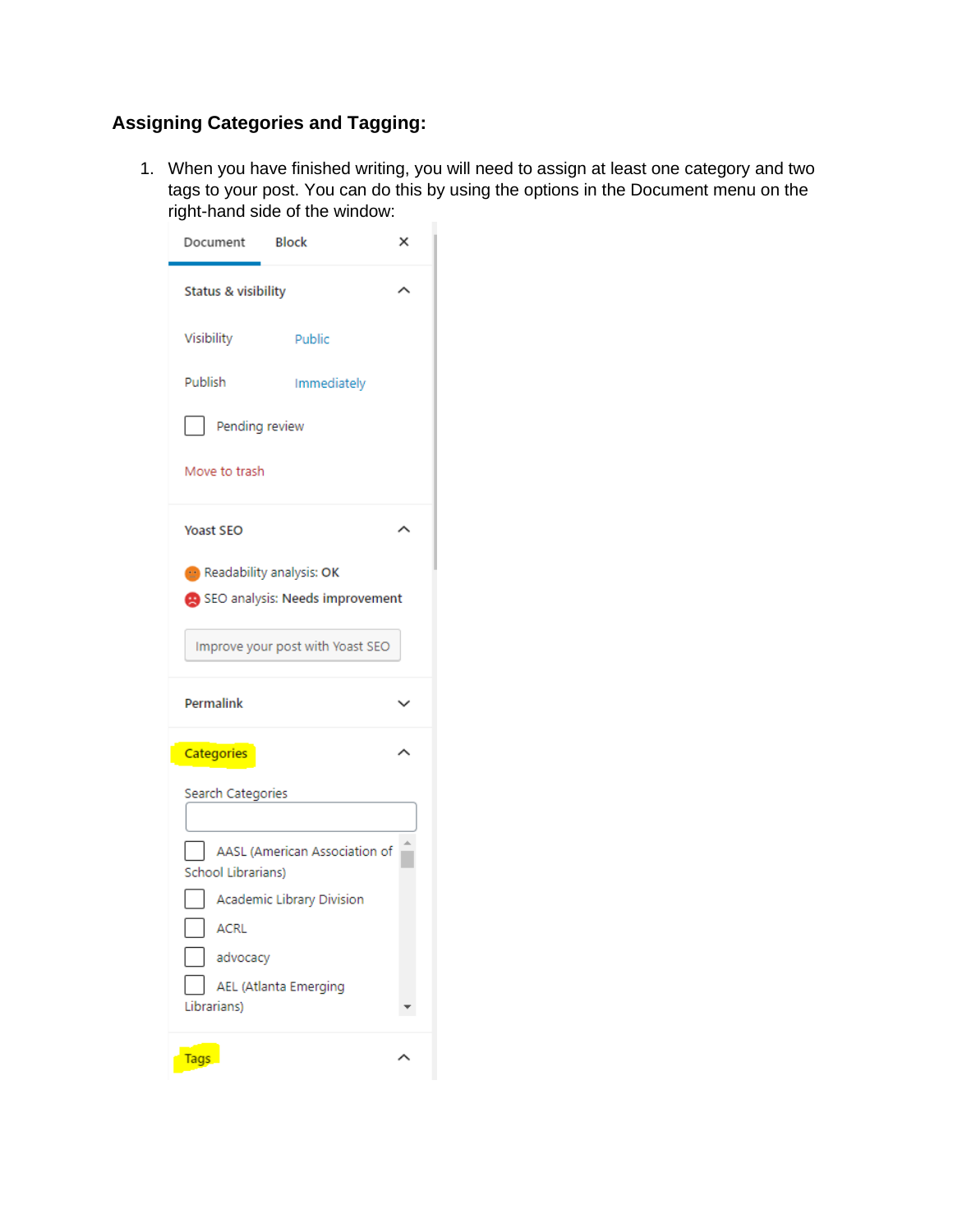**Assigning Categories and Tagging:**

1. When you have finished writing, you will need to assign at least one category and two tags to your post. You can do this by using the options in the Document menu on the right-hand side of the window:

Document Block ×

Status & visibility

Visibility Public

Publish Immediately

Pending review

Move to trash

Yoast SEO

Readability analysis: OK

SEO analysis: Needs improvement

Improve your post with Yoast SEO

Permalink

Categories

Search Categories

AASL (American Association of School Librarians)

Academic Library Division

ACRL

advocacy

AEL (Atlanta Emerging Librarians)

Tags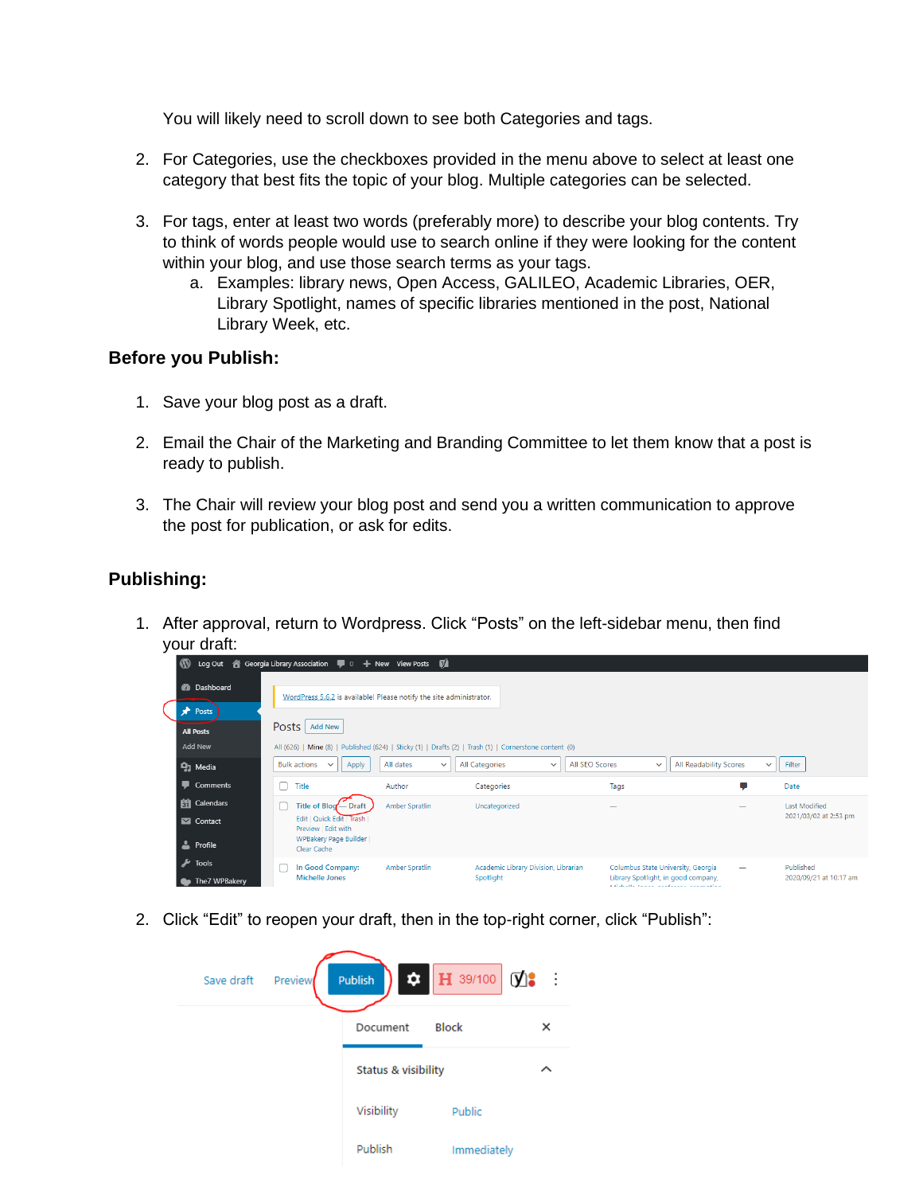You will likely need to scroll down to see both Categories and tags.

2. For Categories, use the checkboxes provided in the menu above to select at least one category that best fits the topic of your blog. Multiple categories can be selected.

3. For tags, enter at least two words (preferably more) to describe your blog contents. Try to think of words people would use to search online if they were looking for the content within your blog, and use those search terms as your tags.
   a. Examples: library news, Open Access, GALILEO, Academic Libraries, OER, Library Spotlight, names of specific libraries mentioned in the post, National Library Week, etc.

## Before you Publish:

1. Save your blog post as a draft.

2. Email the Chair of the Marketing and Branding Committee to let them know that a post is ready to publish.

3. The Chair will review your blog post and send you a written communication to approve the post for publication, or ask for edits.

## Publishing:

1. After approval, return to Wordpress. Click "Posts" on the left-sidebar menu, then find your draft:

2. Click "Edit" to reopen your draft, then in the top-right corner, click "Publish":